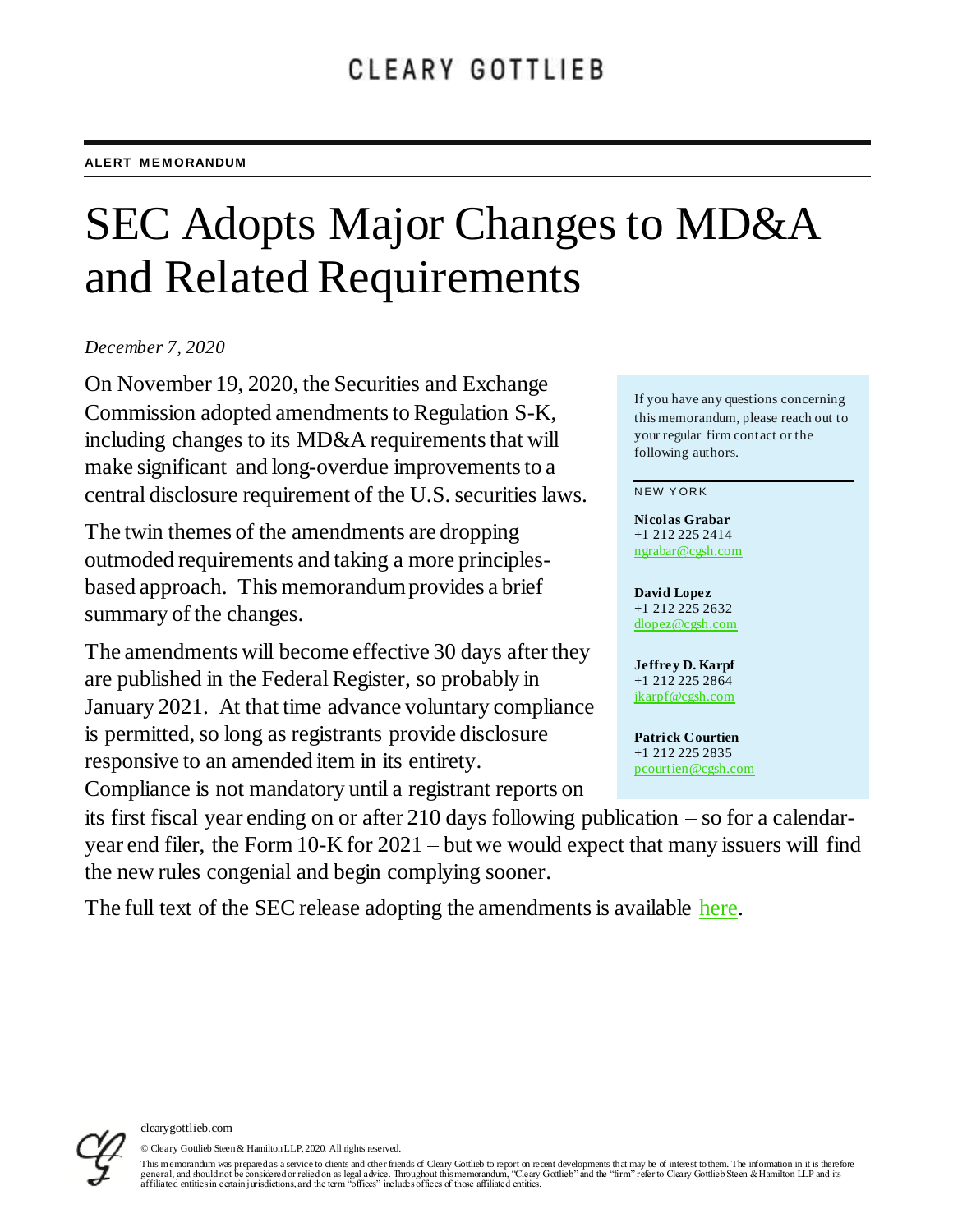CLEARY GOTTLIEB

**ALERT MEMORANDUM**

# SEC Adopts Major Changes to MD&A and Related Requirements

*December 7, 2020*

On November 19, 2020, the Securities and Exchange Commission adopted amendments to Regulation S-K, including changes to its MD&A requirements that will make significant and long-overdue improvements to a central disclosure requirement of the U.S. securities laws.

The twin themes of the amendments are dropping outmoded requirements and taking a more principles-based approach. This memorandum provides a brief summary of the changes.

The amendments will become effective 30 days after they are published in the Federal Register, so probably in January 2021. At that time advance voluntary compliance is permitted, so long as registrants provide disclosure responsive to an amended item in its entirety. Compliance is not mandatory until a registrant reports on its first fiscal year ending on or after 210 days following publication – so for a calendar-year end filer, the Form 10-K for 2021 – but we would expect that many issuers will find the new rules congenial and begin complying sooner.

The full text of the SEC release adopting the amendments is available [here](#).

If you have any questions concerning this memorandum, please reach out to your regular firm contact or the following authors.

NEW YORK

**Nicolas Grabar**
+1 212 225 2414
ngrabar@cgsh.com

**David Lopez**
+1 212 225 2632
dlopez@cgsh.com

**Jeffrey D. Karpf**
+1 212 225 2864
jkarpf@cgsh.com

**Patrick Courtien**
+1 212 225 2835
pcourtien@cgsh.com

clearygottlieb.com

© Cleary Gottlieb Steen & Hamilton LLP, 2020. All rights reserved.

This memorandum was prepared as a service to clients and other friends of Cleary Gottlieb to report on recent developments that may be of interest to them. The information in it is therefore general, and should not be considered or relied on as legal advice. Throughout this memorandum, "Cleary Gottlieb" and the "firm" refer to Cleary Gottlieb Steen & Hamilton LLP and its affiliated entities in certain jurisdictions, and the term "offices" includes offices of those affiliated entities.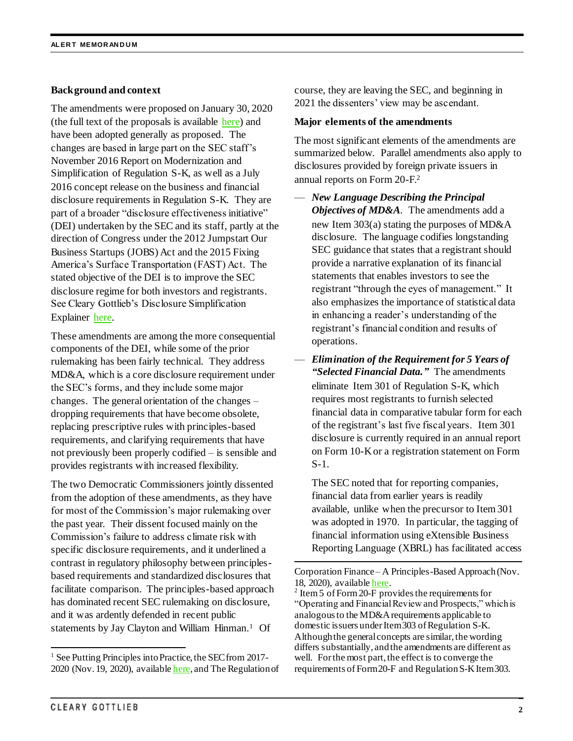**Background and context**

The amendments were proposed on January 30, 2020 (the full text of the proposals is available here) and have been adopted generally as proposed. The changes are based in large part on the SEC staff's November 2016 Report on Modernization and Simplification of Regulation S-K, as well as a July 2016 concept release on the business and financial disclosure requirements in Regulation S-K. They are part of a broader "disclosure effectiveness initiative" (DEI) undertaken by the SEC and its staff, partly at the direction of Congress under the 2012 Jumpstart Our Business Startups (JOBS) Act and the 2015 Fixing America's Surface Transportation (FAST) Act. The stated objective of the DEI is to improve the SEC disclosure regime for both investors and registrants. See Cleary Gottlieb's Disclosure Simplification Explainer here.

These amendments are among the more consequential components of the DEI, while some of the prior rulemaking has been fairly technical. They address MD&A, which is a core disclosure requirement under the SEC's forms, and they include some major changes. The general orientation of the changes – dropping requirements that have become obsolete, replacing prescriptive rules with principles-based requirements, and clarifying requirements that have not previously been properly codified – is sensible and provides registrants with increased flexibility.

The two Democratic Commissioners jointly dissented from the adoption of these amendments, as they have for most of the Commission's major rulemaking over the past year. Their dissent focused mainly on the Commission's failure to address climate risk with specific disclosure requirements, and it underlined a contrast in regulatory philosophy between principles-based requirements and standardized disclosures that facilitate comparison. The principles-based approach has dominated recent SEC rulemaking on disclosure, and it was ardently defended in recent public statements by Jay Clayton and William Hinman.[1] Of course, they are leaving the SEC, and beginning in 2021 the dissenters' view may be ascendant.

**Major elements of the amendments**

The most significant elements of the amendments are summarized below. Parallel amendments also apply to disclosures provided by foreign private issuers in annual reports on Form 20-F.[2]

— ***New Language Describing the Principal Objectives of MD&A***. The amendments add a new Item 303(a) stating the purposes of MD&A disclosure. The language codifies longstanding SEC guidance that states that a registrant should provide a narrative explanation of its financial statements that enables investors to see the registrant "through the eyes of management." It also emphasizes the importance of statistical data in enhancing a reader's understanding of the registrant's financial condition and results of operations.

— ***Elimination of the Requirement for 5 Years of "Selected Financial Data."*** The amendments eliminate Item 301 of Regulation S-K, which requires most registrants to furnish selected financial data in comparative tabular form for each of the registrant's last five fiscal years. Item 301 disclosure is currently required in an annual report on Form 10-K or a registration statement on Form S-1.

The SEC noted that for reporting companies, financial data from earlier years is readily available, unlike when the precursor to Item 301 was adopted in 1970. In particular, the tagging of financial information using eXtensible Business Reporting Language (XBRL) has facilitated access

---

[1] See Putting Principles into Practice, the SEC from 2017-2020 (Nov. 19, 2020), available here, and The Regulation of Corporation Finance – A Principles-Based Approach (Nov. 18, 2020), available here.

[2] Item 5 of Form 20-F provides the requirements for "Operating and Financial Review and Prospects," which is analogous to the MD&A requirements applicable to domestic issuers under Item 303 of Regulation S-K. Although the general concepts are similar, the wording differs substantially, and the amendments are different as well. For the most part, the effect is to converge the requirements of Form 20-F and Regulation S-K Item 303.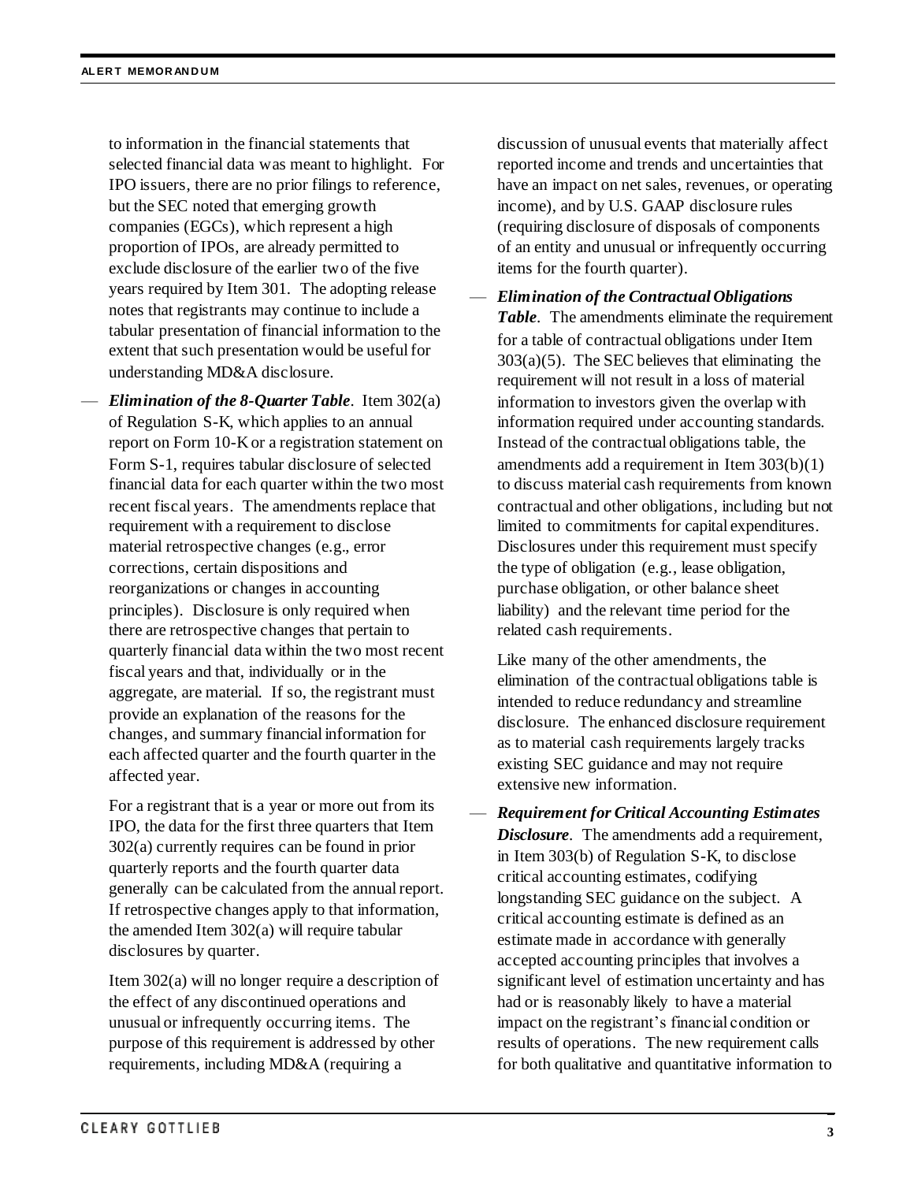to information in the financial statements that selected financial data was meant to highlight. For IPO issuers, there are no prior filings to reference, but the SEC noted that emerging growth companies (EGCs), which represent a high proportion of IPOs, are already permitted to exclude disclosure of the earlier two of the five years required by Item 301. The adopting release notes that registrants may continue to include a tabular presentation of financial information to the extent that such presentation would be useful for understanding MD&A disclosure.

— ***Elimination of the 8-Quarter Table***. Item 302(a) of Regulation S-K, which applies to an annual report on Form 10-K or a registration statement on Form S-1, requires tabular disclosure of selected financial data for each quarter within the two most recent fiscal years. The amendments replace that requirement with a requirement to disclose material retrospective changes (e.g., error corrections, certain dispositions and reorganizations or changes in accounting principles). Disclosure is only required when there are retrospective changes that pertain to quarterly financial data within the two most recent fiscal years and that, individually or in the aggregate, are material. If so, the registrant must provide an explanation of the reasons for the changes, and summary financial information for each affected quarter and the fourth quarter in the affected year.

  For a registrant that is a year or more out from its IPO, the data for the first three quarters that Item 302(a) currently requires can be found in prior quarterly reports and the fourth quarter data generally can be calculated from the annual report. If retrospective changes apply to that information, the amended Item 302(a) will require tabular disclosures by quarter.

  Item 302(a) will no longer require a description of the effect of any discontinued operations and unusual or infrequently occurring items. The purpose of this requirement is addressed by other requirements, including MD&A (requiring a discussion of unusual events that materially affect reported income and trends and uncertainties that have an impact on net sales, revenues, or operating income), and by U.S. GAAP disclosure rules (requiring disclosure of disposals of components of an entity and unusual or infrequently occurring items for the fourth quarter).

— ***Elimination of the Contractual Obligations Table***. The amendments eliminate the requirement for a table of contractual obligations under Item 303(a)(5). The SEC believes that eliminating the requirement will not result in a loss of material information to investors given the overlap with information required under accounting standards. Instead of the contractual obligations table, the amendments add a requirement in Item 303(b)(1) to discuss material cash requirements from known contractual and other obligations, including but not limited to commitments for capital expenditures. Disclosures under this requirement must specify the type of obligation (e.g., lease obligation, purchase obligation, or other balance sheet liability) and the relevant time period for the related cash requirements.

  Like many of the other amendments, the elimination of the contractual obligations table is intended to reduce redundancy and streamline disclosure. The enhanced disclosure requirement as to material cash requirements largely tracks existing SEC guidance and may not require extensive new information.

— ***Requirement for Critical Accounting Estimates Disclosure***. The amendments add a requirement, in Item 303(b) of Regulation S-K, to disclose critical accounting estimates, codifying longstanding SEC guidance on the subject. A critical accounting estimate is defined as an estimate made in accordance with generally accepted accounting principles that involves a significant level of estimation uncertainty and has had or is reasonably likely to have a material impact on the registrant's financial condition or results of operations. The new requirement calls for both qualitative and quantitative information to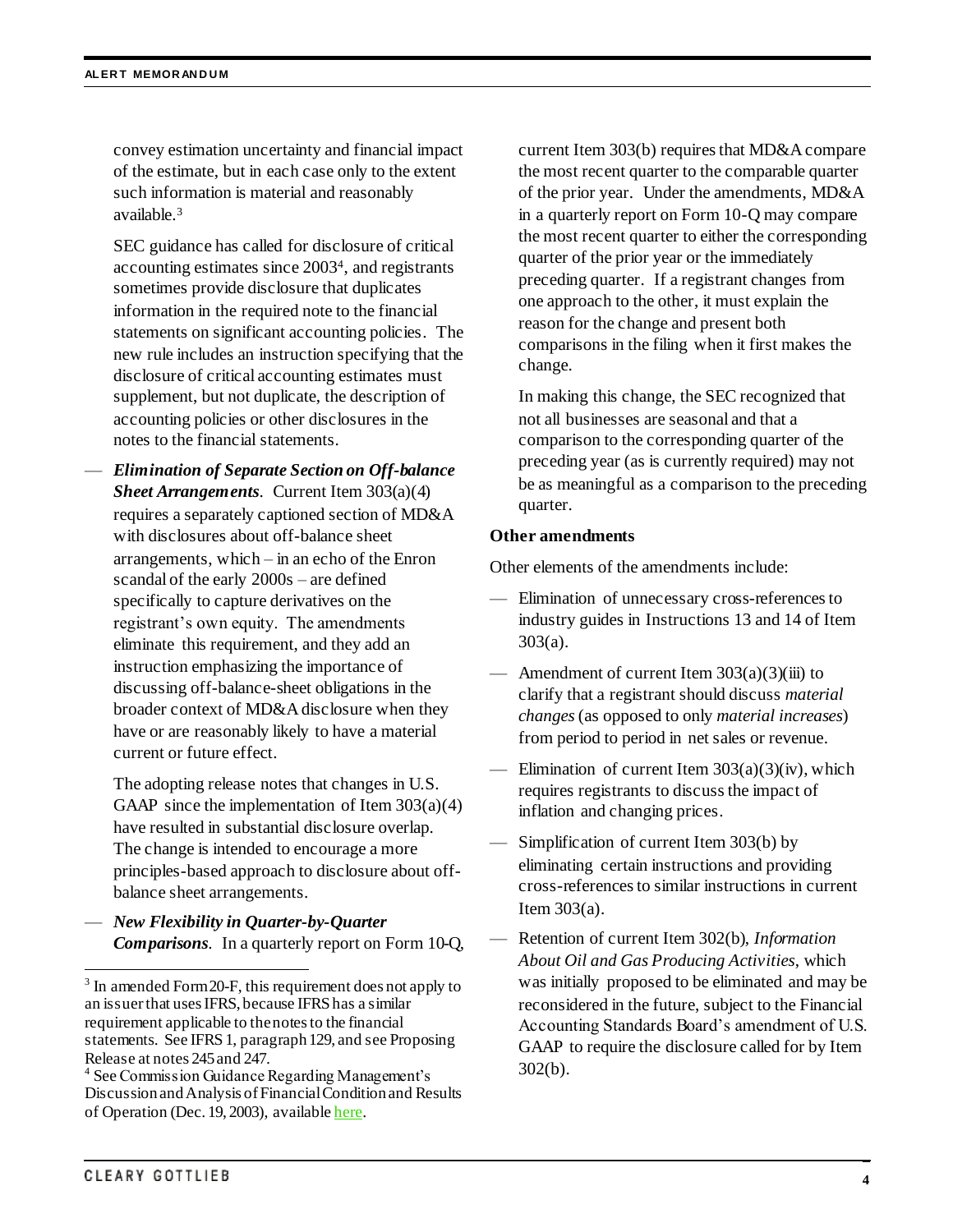convey estimation uncertainty and financial impact of the estimate, but in each case only to the extent such information is material and reasonably available.[3]

SEC guidance has called for disclosure of critical accounting estimates since 2003[4], and registrants sometimes provide disclosure that duplicates information in the required note to the financial statements on significant accounting policies. The new rule includes an instruction specifying that the disclosure of critical accounting estimates must supplement, but not duplicate, the description of accounting policies or other disclosures in the notes to the financial statements.

— ***Elimination of Separate Section on Off-balance Sheet Arrangements***. Current Item 303(a)(4) requires a separately captioned section of MD&A with disclosures about off-balance sheet arrangements, which – in an echo of the Enron scandal of the early 2000s – are defined specifically to capture derivatives on the registrant's own equity. The amendments eliminate this requirement, and they add an instruction emphasizing the importance of discussing off-balance-sheet obligations in the broader context of MD&A disclosure when they have or are reasonably likely to have a material current or future effect.

  The adopting release notes that changes in U.S. GAAP since the implementation of Item 303(a)(4) have resulted in substantial disclosure overlap. The change is intended to encourage a more principles-based approach to disclosure about off-balance sheet arrangements.

— ***New Flexibility in Quarter-by-Quarter Comparisons***. In a quarterly report on Form 10-Q, current Item 303(b) requires that MD&A compare the most recent quarter to the comparable quarter of the prior year. Under the amendments, MD&A in a quarterly report on Form 10-Q may compare the most recent quarter to either the corresponding quarter of the prior year or the immediately preceding quarter. If a registrant changes from one approach to the other, it must explain the reason for the change and present both comparisons in the filing when it first makes the change.

  In making this change, the SEC recognized that not all businesses are seasonal and that a comparison to the corresponding quarter of the preceding year (as is currently required) may not be as meaningful as a comparison to the preceding quarter.

**Other amendments**

Other elements of the amendments include:

— Elimination of unnecessary cross-references to industry guides in Instructions 13 and 14 of Item 303(a).

— Amendment of current Item 303(a)(3)(iii) to clarify that a registrant should discuss *material changes* (as opposed to only *material increases*) from period to period in net sales or revenue.

— Elimination of current Item 303(a)(3)(iv), which requires registrants to discuss the impact of inflation and changing prices.

— Simplification of current Item 303(b) by eliminating certain instructions and providing cross-references to similar instructions in current Item 303(a).

— Retention of current Item 302(b), *Information About Oil and Gas Producing Activities*, which was initially proposed to be eliminated and may be reconsidered in the future, subject to the Financial Accounting Standards Board's amendment of U.S. GAAP to require the disclosure called for by Item 302(b).

---

[3] In amended Form 20-F, this requirement does not apply to an issuer that uses IFRS, because IFRS has a similar requirement applicable to the notes to the financial statements. See IFRS 1, paragraph 129, and see Proposing Release at notes 245 and 247.

[4] See Commission Guidance Regarding Management's Discussion and Analysis of Financial Condition and Results of Operation (Dec. 19, 2003), available here.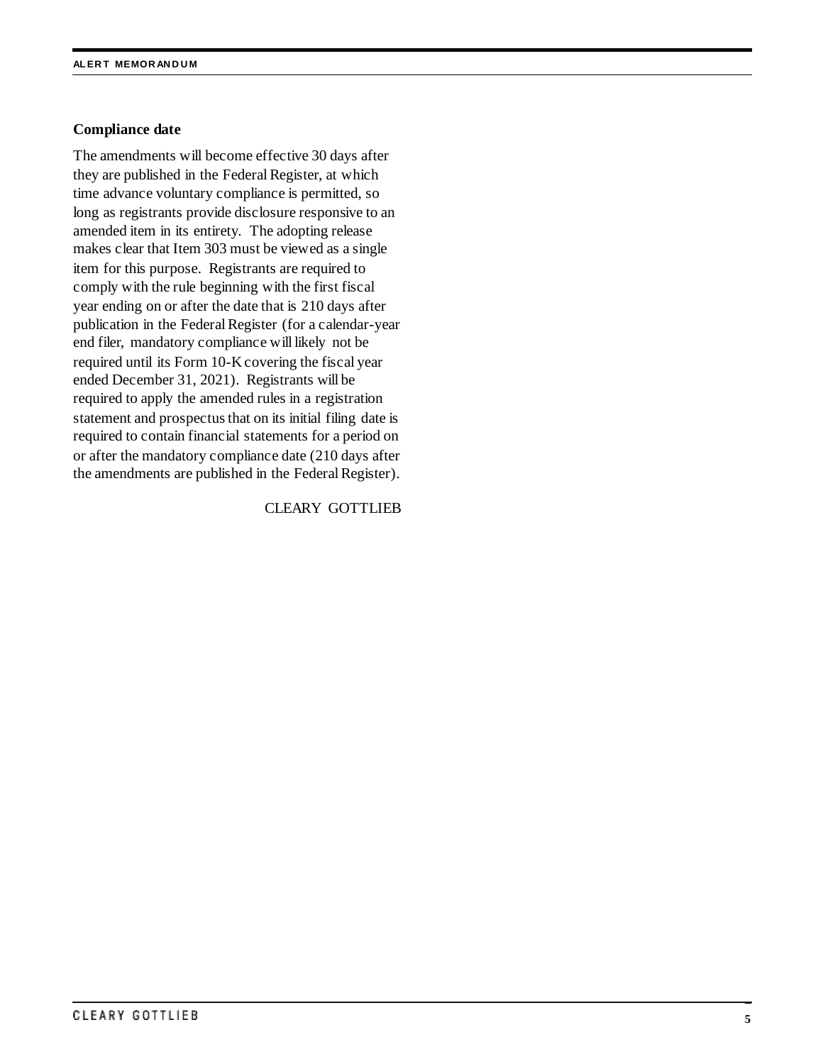### Compliance date

The amendments will become effective 30 days after they are published in the Federal Register, at which time advance voluntary compliance is permitted, so long as registrants provide disclosure responsive to an amended item in its entirety. The adopting release makes clear that Item 303 must be viewed as a single item for this purpose. Registrants are required to comply with the rule beginning with the first fiscal year ending on or after the date that is 210 days after publication in the Federal Register (for a calendar-year end filer, mandatory compliance will likely not be required until its Form 10-K covering the fiscal year ended December 31, 2021). Registrants will be required to apply the amended rules in a registration statement and prospectus that on its initial filing date is required to contain financial statements for a period on or after the mandatory compliance date (210 days after the amendments are published in the Federal Register).

CLEARY GOTTLIEB